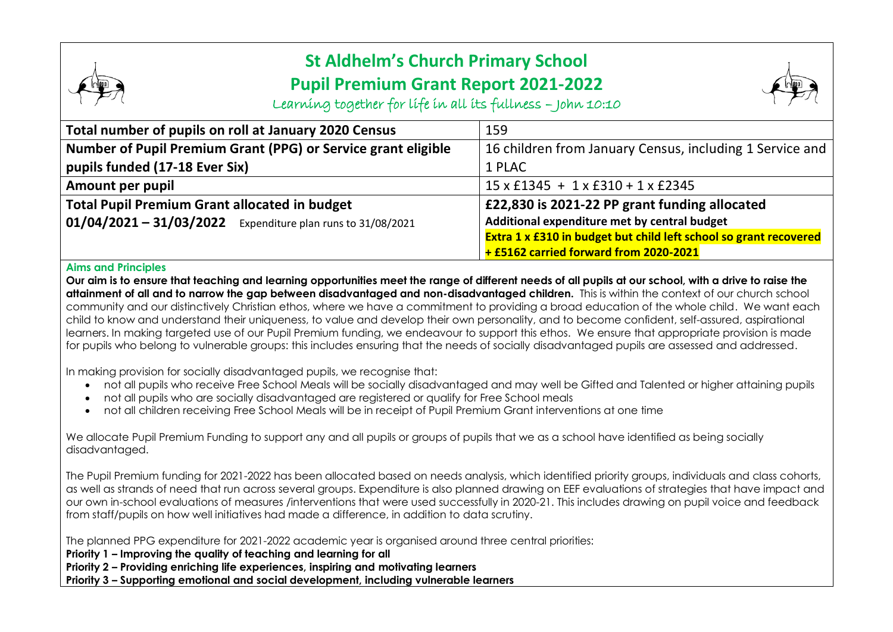# St Aldhelm's Church Primary School

## Pupil Premium Grant Report 2021-2022

*Learning together for life in all its fullness – John 10:10*

| Total number of pupils on roll at January 2020 Census | 159 |
|---|---|
| **Number of Pupil Premium Grant (PPG) or Service grant eligible pupils funded (17-18 Ever Six)** | 16 children from January Census, including 1 Service and 1 PLAC |
| **Amount per pupil** | 15 x £1345 + 1 x £310 + 1 x £2345 |
| **Total Pupil Premium Grant allocated in budget 01/04/2021 – 31/03/2022** Expenditure plan runs to 31/08/2021 | **£22,830 is 2021-22 PP grant funding allocated** **Additional expenditure met by central budget** **Extra 1 x £310 in budget but child left school so grant recovered + £5162 carried forward from 2020-2021** |

### Aims and Principles

**Our aim is to ensure that teaching and learning opportunities meet the range of different needs of all pupils at our school, with a drive to raise the attainment of all and to narrow the gap between disadvantaged and non-disadvantaged children.** This is within the context of our church school community and our distinctively Christian ethos, where we have a commitment to providing a broad education of the whole child. We want each child to know and understand their uniqueness, to value and develop their own personality, and to become confident, self-assured, aspirational learners. In making targeted use of our Pupil Premium funding, we endeavour to support this ethos. We ensure that appropriate provision is made for pupils who belong to vulnerable groups: this includes ensuring that the needs of socially disadvantaged pupils are assessed and addressed.

In making provision for socially disadvantaged pupils, we recognise that:

- not all pupils who receive Free School Meals will be socially disadvantaged and may well be Gifted and Talented or higher attaining pupils
- not all pupils who are socially disadvantaged are registered or qualify for Free School meals
- not all children receiving Free School Meals will be in receipt of Pupil Premium Grant interventions at one time

We allocate Pupil Premium Funding to support any and all pupils or groups of pupils that we as a school have identified as being socially disadvantaged.

The Pupil Premium funding for 2021-2022 has been allocated based on needs analysis, which identified priority groups, individuals and class cohorts, as well as strands of need that run across several groups. Expenditure is also planned drawing on EEF evaluations of strategies that have impact and our own in-school evaluations of measures /interventions that were used successfully in 2020-21. This includes drawing on pupil voice and feedback from staff/pupils on how well initiatives had made a difference, in addition to data scrutiny.

The planned PPG expenditure for 2021-2022 academic year is organised around three central priorities:

**Priority 1 – Improving the quality of teaching and learning for all**
**Priority 2 – Providing enriching life experiences, inspiring and motivating learners**
**Priority 3 – Supporting emotional and social development, including vulnerable learners**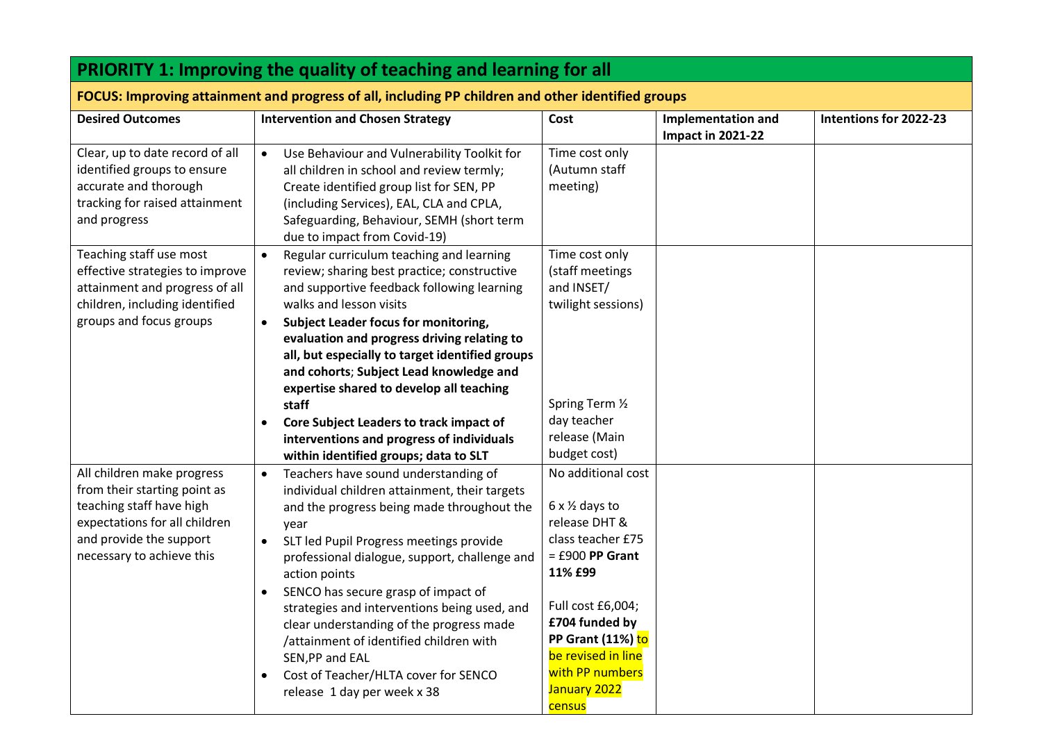## PRIORITY 1: Improving the quality of teaching and learning for all

### FOCUS: Improving attainment and progress of all, including PP children and other identified groups

| Desired Outcomes | Intervention and Chosen Strategy | Cost | Implementation and Impact in 2021-22 | Intentions for 2022-23 |
|---|---|---|---|---|
| Clear, up to date record of all identified groups to ensure accurate and thorough tracking for raised attainment and progress | • Use Behaviour and Vulnerability Toolkit for all children in school and review termly; Create identified group list for SEN, PP (including Services), EAL, CLA and CPLA, Safeguarding, Behaviour, SEMH (short term due to impact from Covid-19) | Time cost only (Autumn staff meeting) | | |
| Teaching staff use most effective strategies to improve attainment and progress of all children, including identified groups and focus groups | • Regular curriculum teaching and learning review; sharing best practice; constructive and supportive feedback following learning walks and lesson visits<br>• **Subject Leader focus for monitoring, evaluation and progress driving relating to all, but especially to target identified groups and cohorts**; **Subject Lead knowledge and expertise shared to develop all teaching staff**<br>• **Core Subject Leaders to track impact of interventions and progress of individuals within identified groups; data to SLT** | Time cost only (staff meetings and INSET/ twilight sessions)<br><br>Spring Term ½ day teacher release (Main budget cost) | | |
| All children make progress from their starting point as teaching staff have high expectations for all children and provide the support necessary to achieve this | • Teachers have sound understanding of individual children attainment, their targets and the progress being made throughout the year<br>• SLT led Pupil Progress meetings provide professional dialogue, support, challenge and action points<br>• SENCO has secure grasp of impact of strategies and interventions being used, and clear understanding of the progress made /attainment of identified children with SEN,PP and EAL<br>• Cost of Teacher/HLTA cover for SENCO release 1 day per week x 38 | No additional cost<br><br>6 x ½ days to release DHT & class teacher £75 = £900 **PP Grant 11% £99**<br><br>Full cost £6,004; **£704 funded by PP Grant (11%)** to be revised in line with PP numbers January 2022 census | | |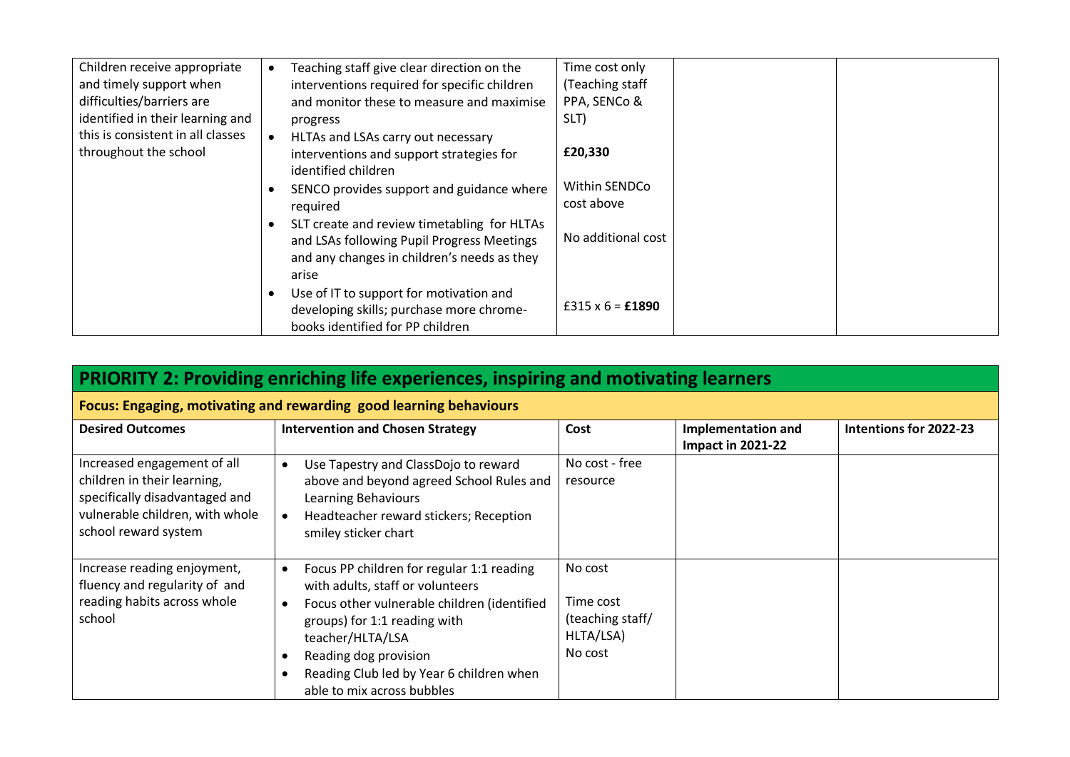| | | | | |
|---|---|---|---|---|
| Children receive appropriate and timely support when difficulties/barriers are identified in their learning and this is consistent in all classes throughout the school | • Teaching staff give clear direction on the interventions required for specific children and monitor these to measure and maximise progress<br>• HLTAs and LSAs carry out necessary interventions and support strategies for identified children<br>• SENCO provides support and guidance where required<br>• SLT create and review timetabling for HLTAs and LSAs following Pupil Progress Meetings and any changes in children's needs as they arise<br>• Use of IT to support for motivation and developing skills; purchase more chrome-books identified for PP children | Time cost only (Teaching staff PPA, SENCo & SLT)<br><br>**£20,330**<br><br>Within SENDCo cost above<br><br>No additional cost<br><br>£315 x 6 = **£1890** | | |

## PRIORITY 2: Providing enriching life experiences, inspiring and motivating learners

### Focus: Engaging, motivating and rewarding good learning behaviours

| Desired Outcomes | Intervention and Chosen Strategy | Cost | Implementation and Impact in 2021-22 | Intentions for 2022-23 |
|---|---|---|---|---|
| Increased engagement of all children in their learning, specifically disadvantaged and vulnerable children, with whole school reward system | • Use Tapestry and ClassDojo to reward above and beyond agreed School Rules and Learning Behaviours<br>• Headteacher reward stickers; Reception smiley sticker chart | No cost - free resource | | |
| Increase reading enjoyment, fluency and regularity of and reading habits across whole school | • Focus PP children for regular 1:1 reading with adults, staff or volunteers<br>• Focus other vulnerable children (identified groups) for 1:1 reading with teacher/HLTA/LSA<br>• Reading dog provision<br>• Reading Club led by Year 6 children when able to mix across bubbles | No cost<br><br>Time cost (teaching staff/ HLTA/LSA)<br>No cost | | |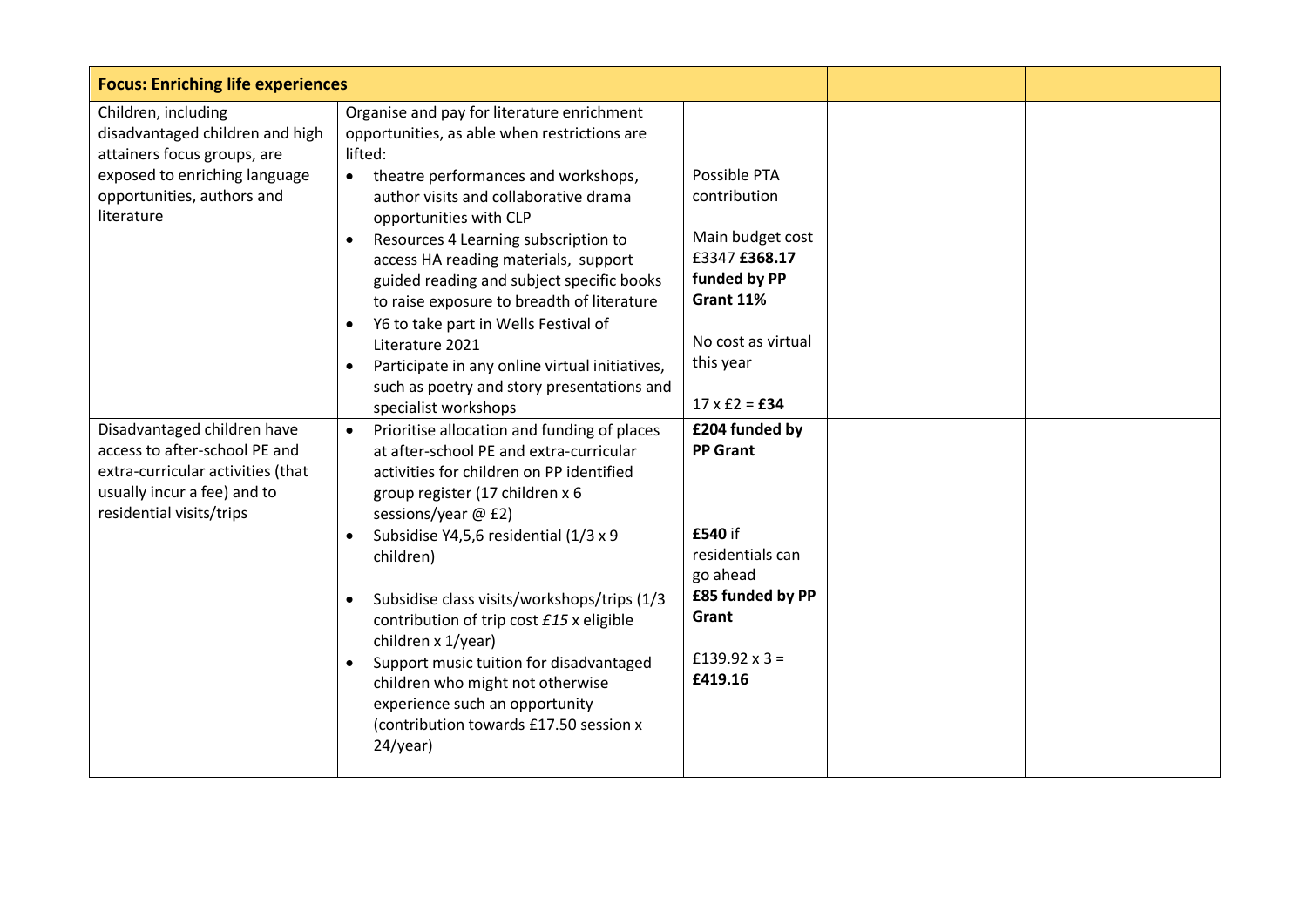| **Focus: Enriching life experiences** | | | | |
|---|---|---|---|---|
| Children, including disadvantaged children and high attainers focus groups, are exposed to enriching language opportunities, authors and literature | Organise and pay for literature enrichment opportunities, as able when restrictions are lifted:<br>• theatre performances and workshops, author visits and collaborative drama opportunities with CLP<br>• Resources 4 Learning subscription to access HA reading materials, support guided reading and subject specific books to raise exposure to breadth of literature<br>• Y6 to take part in Wells Festival of Literature 2021<br>• Participate in any online virtual initiatives, such as poetry and story presentations and specialist workshops | Possible PTA contribution<br><br>Main budget cost £3347 **£368.17 funded by PP Grant 11%**<br><br>No cost as virtual this year<br><br>17 x £2 = **£34** | | |
| Disadvantaged children have access to after-school PE and extra-curricular activities (that usually incur a fee) and to residential visits/trips | • Prioritise allocation and funding of places at after-school PE and extra-curricular activities for children on PP identified group register (17 children x 6 sessions/year @ £2)<br>• Subsidise Y4,5,6 residential (1/3 x 9 children)<br>• Subsidise class visits/workshops/trips (1/3 contribution of trip cost *£15* x eligible children x 1/year)<br>• Support music tuition for disadvantaged children who might not otherwise experience such an opportunity (contribution towards £17.50 session x 24/year) | **£204 funded by PP Grant**<br><br>**£540** if residentials can go ahead<br>**£85 funded by PP Grant**<br><br>£139.92 x 3 = **£419.16** | | |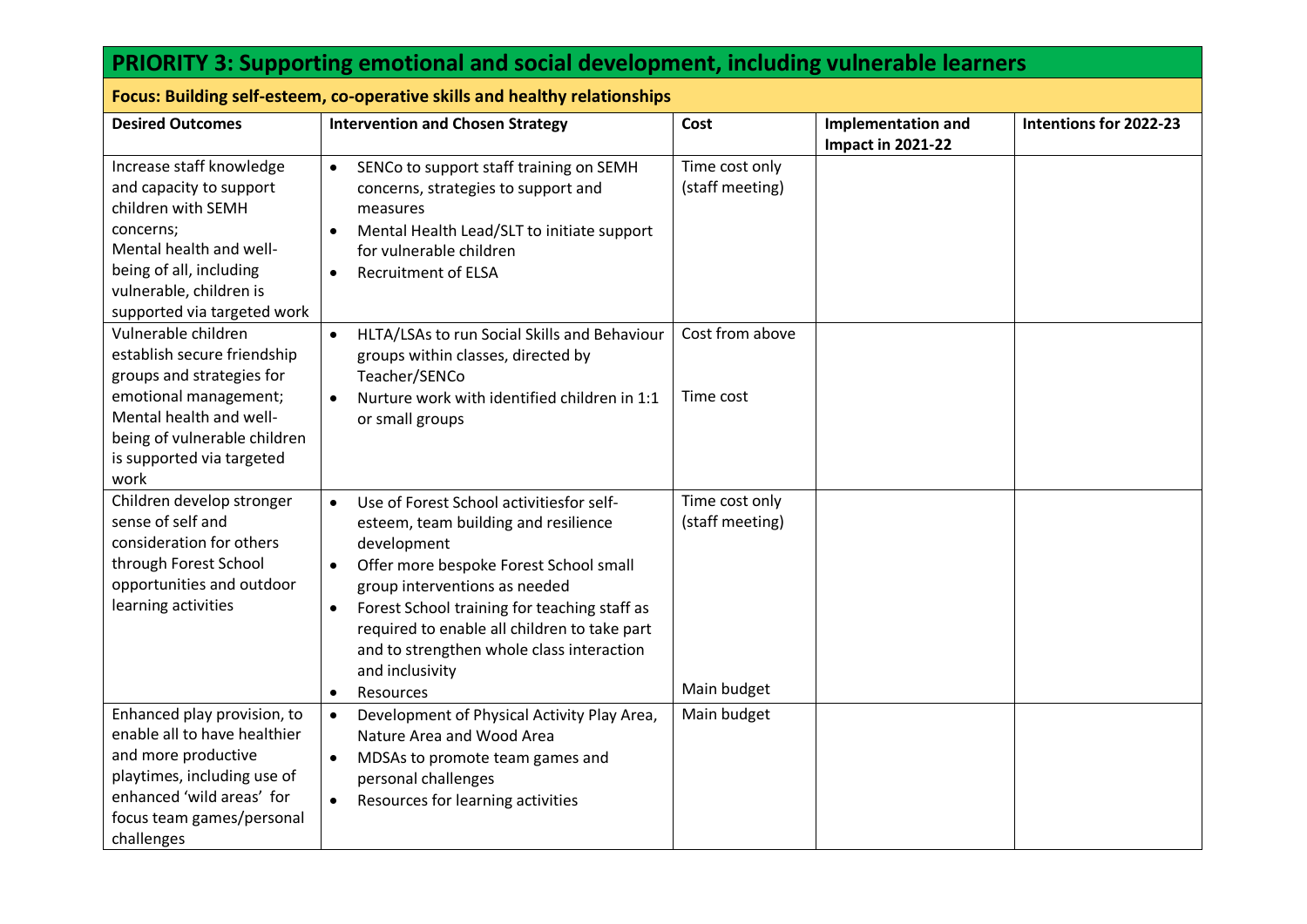## PRIORITY 3: Supporting emotional and social development, including vulnerable learners

### Focus: Building self-esteem, co-operative skills and healthy relationships

| Desired Outcomes | Intervention and Chosen Strategy | Cost | Implementation and Impact in 2021-22 | Intentions for 2022-23 |
|---|---|---|---|---|
| Increase staff knowledge and capacity to support children with SEMH concerns;<br>Mental health and well-being of all, including vulnerable, children is supported via targeted work | • SENCo to support staff training on SEMH concerns, strategies to support and measures<br>• Mental Health Lead/SLT to initiate support for vulnerable children<br>• Recruitment of ELSA | Time cost only (staff meeting) | | |
| Vulnerable children establish secure friendship groups and strategies for emotional management;<br>Mental health and well-being of vulnerable children is supported via targeted work | • HLTA/LSAs to run Social Skills and Behaviour groups within classes, directed by Teacher/SENCo<br>• Nurture work with identified children in 1:1 or small groups | Cost from above<br><br>Time cost | | |
| Children develop stronger sense of self and consideration for others through Forest School opportunities and outdoor learning activities | • Use of Forest School activitiesfor self-esteem, team building and resilience development<br>• Offer more bespoke Forest School small group interventions as needed<br>• Forest School training for teaching staff as required to enable all children to take part and to strengthen whole class interaction and inclusivity<br>• Resources | Time cost only (staff meeting)<br><br>Main budget | | |
| Enhanced play provision, to enable all to have healthier and more productive playtimes, including use of enhanced 'wild areas' for focus team games/personal challenges | • Development of Physical Activity Play Area, Nature Area and Wood Area<br>• MDSAs to promote team games and personal challenges<br>• Resources for learning activities | Main budget | | |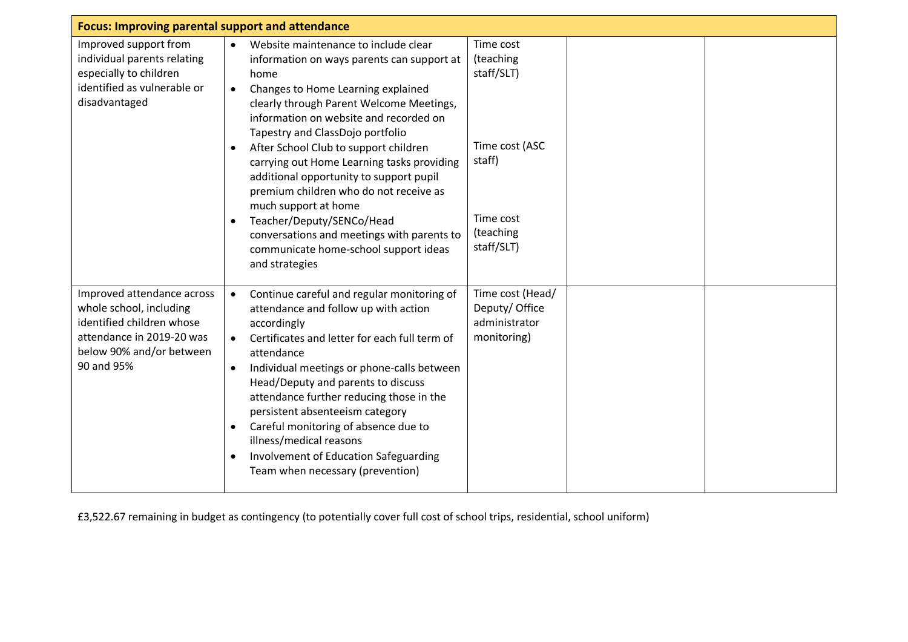| Focus: Improving parental support and attendance | | | | |
|---|---|---|---|---|
| Improved support from individual parents relating especially to children identified as vulnerable or disadvantaged | • Website maintenance to include clear information on ways parents can support at home<br>• Changes to Home Learning explained clearly through Parent Welcome Meetings, information on website and recorded on Tapestry and ClassDojo portfolio<br>• After School Club to support children carrying out Home Learning tasks providing additional opportunity to support pupil premium children who do not receive as much support at home<br>• Teacher/Deputy/SENCo/Head conversations and meetings with parents to communicate home-school support ideas and strategies | Time cost (teaching staff/SLT)<br><br>Time cost (ASC staff)<br><br>Time cost (teaching staff/SLT) | | |
| Improved attendance across whole school, including identified children whose attendance in 2019-20 was below 90% and/or between 90 and 95% | • Continue careful and regular monitoring of attendance and follow up with action accordingly<br>• Certificates and letter for each full term of attendance<br>• Individual meetings or phone-calls between Head/Deputy and parents to discuss attendance further reducing those in the persistent absenteeism category<br>• Careful monitoring of absence due to illness/medical reasons<br>• Involvement of Education Safeguarding Team when necessary (prevention) | Time cost (Head/ Deputy/ Office administrator monitoring) | | |

£3,522.67 remaining in budget as contingency (to potentially cover full cost of school trips, residential, school uniform)